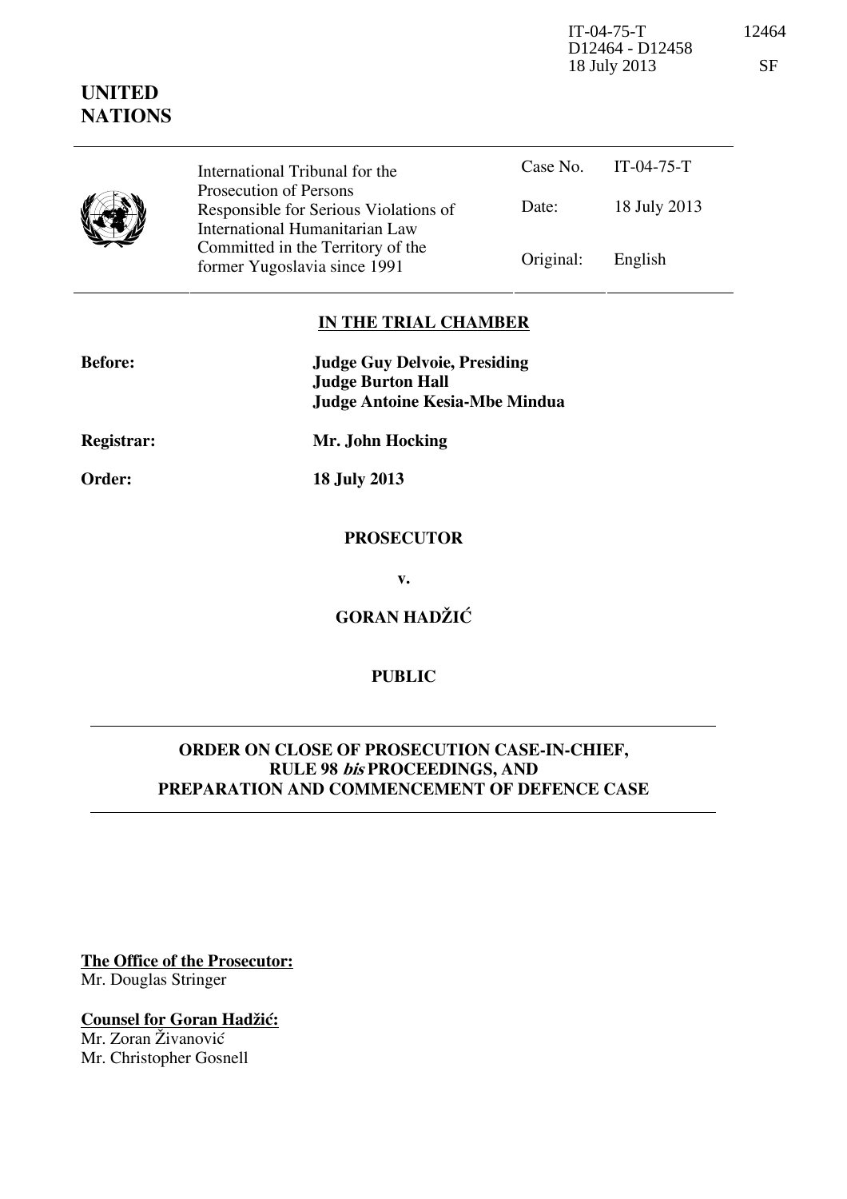IT-04-75-T 12464
D12464 - D12458
18 July 2013 SF

**UNITED NATIONS**

| | International Tribunal for the Prosecution of Persons Responsible for Serious Violations of International Humanitarian Law Committed in the Territory of the former Yugoslavia since 1991 | Case No. | IT-04-75-T |
|---|---|---|---|
| | | Date: | 18 July 2013 |
| | | Original: | English |

**IN THE TRIAL CHAMBER**

**Before:** **Judge Guy Delvoie, Presiding**
**Judge Burton Hall**
**Judge Antoine Kesia-Mbe Mindua**

**Registrar:** **Mr. John Hocking**

**Order:** **18 July 2013**

**PROSECUTOR**

**v.**

**GORAN HADŽIĆ**

**PUBLIC**

**ORDER ON CLOSE OF PROSECUTION CASE-IN-CHIEF, RULE 98 *bis* PROCEEDINGS, AND PREPARATION AND COMMENCEMENT OF DEFENCE CASE**

**The Office of the Prosecutor:**
Mr. Douglas Stringer

**Counsel for Goran Hadžić:**
Mr. Zoran Živanović
Mr. Christopher Gosnell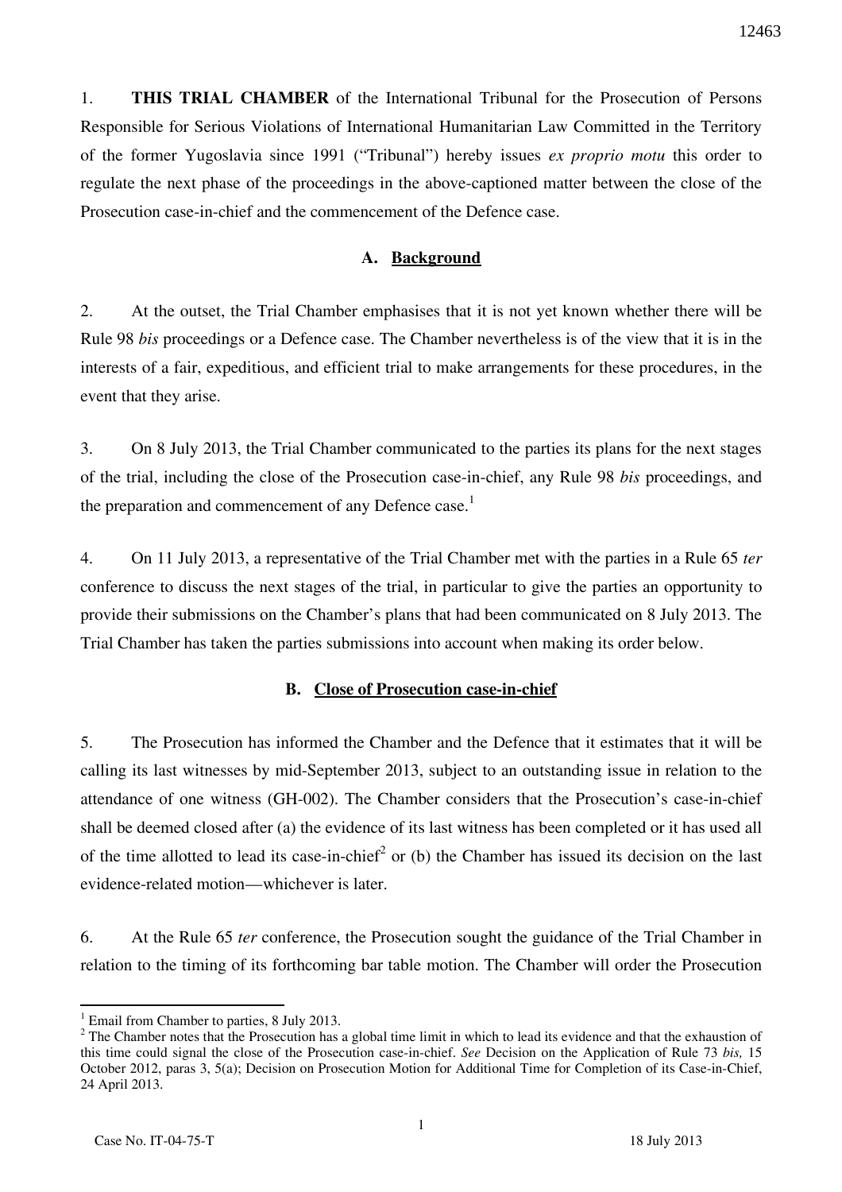1. **THIS TRIAL CHAMBER** of the International Tribunal for the Prosecution of Persons Responsible for Serious Violations of International Humanitarian Law Committed in the Territory of the former Yugoslavia since 1991 ("Tribunal") hereby issues *ex proprio motu* this order to regulate the next phase of the proceedings in the above-captioned matter between the close of the Prosecution case-in-chief and the commencement of the Defence case.

### A. Background

2. At the outset, the Trial Chamber emphasises that it is not yet known whether there will be Rule 98 *bis* proceedings or a Defence case. The Chamber nevertheless is of the view that it is in the interests of a fair, expeditious, and efficient trial to make arrangements for these procedures, in the event that they arise.

3. On 8 July 2013, the Trial Chamber communicated to the parties its plans for the next stages of the trial, including the close of the Prosecution case-in-chief, any Rule 98 *bis* proceedings, and the preparation and commencement of any Defence case.[1]

4. On 11 July 2013, a representative of the Trial Chamber met with the parties in a Rule 65 *ter* conference to discuss the next stages of the trial, in particular to give the parties an opportunity to provide their submissions on the Chamber's plans that had been communicated on 8 July 2013. The Trial Chamber has taken the parties submissions into account when making its order below.

### B. Close of Prosecution case-in-chief

5. The Prosecution has informed the Chamber and the Defence that it estimates that it will be calling its last witnesses by mid-September 2013, subject to an outstanding issue in relation to the attendance of one witness (GH-002). The Chamber considers that the Prosecution's case-in-chief shall be deemed closed after (a) the evidence of its last witness has been completed or it has used all of the time allotted to lead its case-in-chief[2] or (b) the Chamber has issued its decision on the last evidence-related motion—whichever is later.

6. At the Rule 65 *ter* conference, the Prosecution sought the guidance of the Trial Chamber in relation to the timing of its forthcoming bar table motion. The Chamber will order the Prosecution

---

[1] Email from Chamber to parties, 8 July 2013.

[2] The Chamber notes that the Prosecution has a global time limit in which to lead its evidence and that the exhaustion of this time could signal the close of the Prosecution case-in-chief. *See* Decision on the Application of Rule 73 *bis,* 15 October 2012, paras 3, 5(a); Decision on Prosecution Motion for Additional Time for Completion of its Case-in-Chief, 24 April 2013.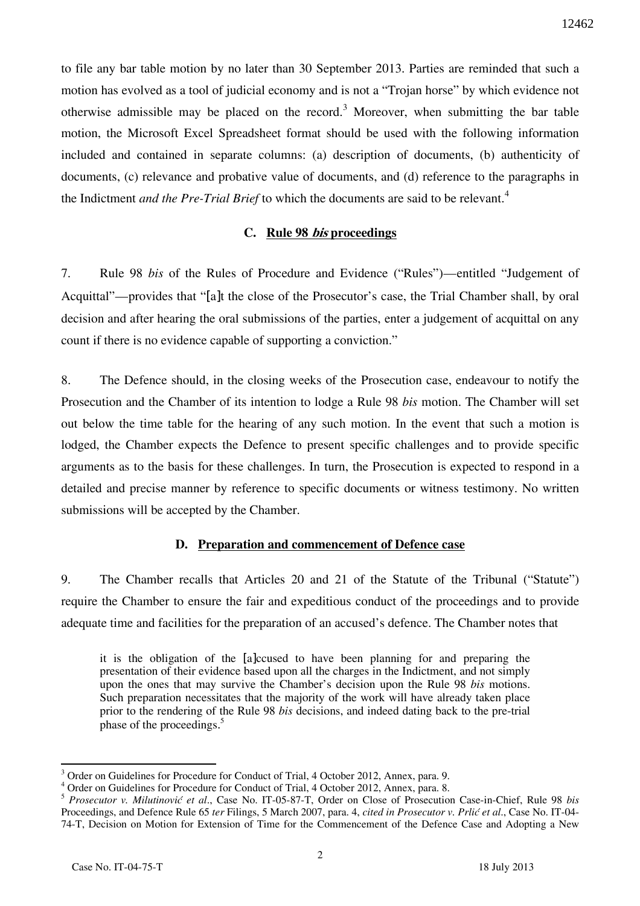to file any bar table motion by no later than 30 September 2013. Parties are reminded that such a motion has evolved as a tool of judicial economy and is not a "Trojan horse" by which evidence not otherwise admissible may be placed on the record.[3] Moreover, when submitting the bar table motion, the Microsoft Excel Spreadsheet format should be used with the following information included and contained in separate columns: (a) description of documents, (b) authenticity of documents, (c) relevance and probative value of documents, and (d) reference to the paragraphs in the Indictment *and the Pre-Trial Brief* to which the documents are said to be relevant.[4]

### C. Rule 98 *bis* proceedings

7. Rule 98 *bis* of the Rules of Procedure and Evidence ("Rules")—entitled "Judgement of Acquittal"—provides that "[a]t the close of the Prosecutor's case, the Trial Chamber shall, by oral decision and after hearing the oral submissions of the parties, enter a judgement of acquittal on any count if there is no evidence capable of supporting a conviction."

8. The Defence should, in the closing weeks of the Prosecution case, endeavour to notify the Prosecution and the Chamber of its intention to lodge a Rule 98 *bis* motion. The Chamber will set out below the time table for the hearing of any such motion. In the event that such a motion is lodged, the Chamber expects the Defence to present specific challenges and to provide specific arguments as to the basis for these challenges. In turn, the Prosecution is expected to respond in a detailed and precise manner by reference to specific documents or witness testimony. No written submissions will be accepted by the Chamber.

### D. Preparation and commencement of Defence case

9. The Chamber recalls that Articles 20 and 21 of the Statute of the Tribunal ("Statute") require the Chamber to ensure the fair and expeditious conduct of the proceedings and to provide adequate time and facilities for the preparation of an accused's defence. The Chamber notes that

> it is the obligation of the [a]ccused to have been planning for and preparing the presentation of their evidence based upon all the charges in the Indictment, and not simply upon the ones that may survive the Chamber's decision upon the Rule 98 *bis* motions. Such preparation necessitates that the majority of the work will have already taken place prior to the rendering of the Rule 98 *bis* decisions, and indeed dating back to the pre-trial phase of the proceedings.[5]

---

[3] Order on Guidelines for Procedure for Conduct of Trial, 4 October 2012, Annex, para. 9.

[4] Order on Guidelines for Procedure for Conduct of Trial, 4 October 2012, Annex, para. 8.

[5] *Prosecutor v. Milutinović et al*., Case No. IT-05-87-T, Order on Close of Prosecution Case-in-Chief, Rule 98 *bis* Proceedings, and Defence Rule 65 *ter* Filings, 5 March 2007, para. 4, *cited in Prosecutor v. Prlić et al*., Case No. IT-04-74-T, Decision on Motion for Extension of Time for the Commencement of the Defence Case and Adopting a New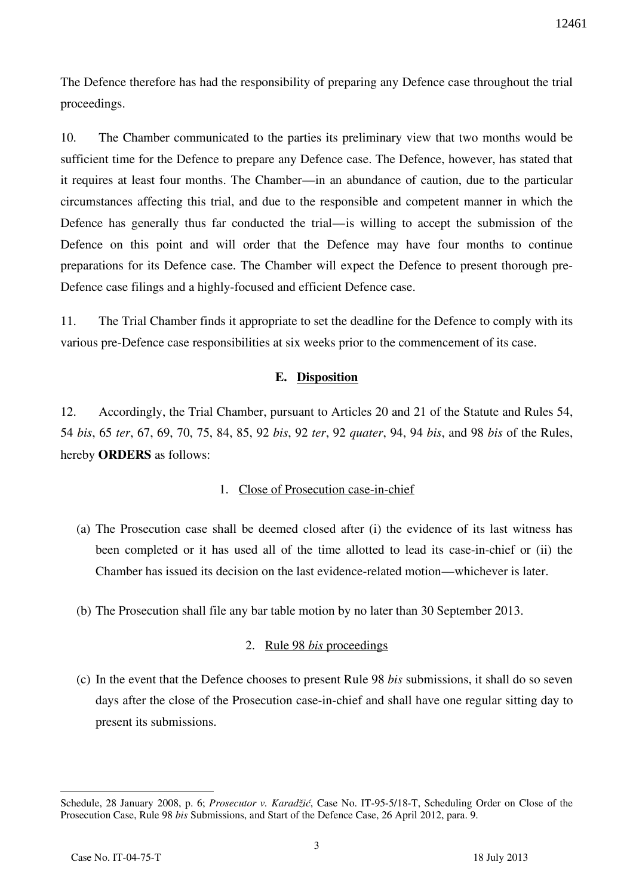The Defence therefore has had the responsibility of preparing any Defence case throughout the trial proceedings.

10. The Chamber communicated to the parties its preliminary view that two months would be sufficient time for the Defence to prepare any Defence case. The Defence, however, has stated that it requires at least four months. The Chamber—in an abundance of caution, due to the particular circumstances affecting this trial, and due to the responsible and competent manner in which the Defence has generally thus far conducted the trial—is willing to accept the submission of the Defence on this point and will order that the Defence may have four months to continue preparations for its Defence case. The Chamber will expect the Defence to present thorough pre-Defence case filings and a highly-focused and efficient Defence case.

11. The Trial Chamber finds it appropriate to set the deadline for the Defence to comply with its various pre-Defence case responsibilities at six weeks prior to the commencement of its case.

### E. Disposition

12. Accordingly, the Trial Chamber, pursuant to Articles 20 and 21 of the Statute and Rules 54, 54 *bis*, 65 *ter*, 67, 69, 70, 75, 84, 85, 92 *bis*, 92 *ter*, 92 *quater*, 94, 94 *bis*, and 98 *bis* of the Rules, hereby **ORDERS** as follows:

1. Close of Prosecution case-in-chief

(a) The Prosecution case shall be deemed closed after (i) the evidence of its last witness has been completed or it has used all of the time allotted to lead its case-in-chief or (ii) the Chamber has issued its decision on the last evidence-related motion—whichever is later.

(b) The Prosecution shall file any bar table motion by no later than 30 September 2013.

2. Rule 98 *bis* proceedings

(c) In the event that the Defence chooses to present Rule 98 *bis* submissions, it shall do so seven days after the close of the Prosecution case-in-chief and shall have one regular sitting day to present its submissions.

---

Schedule, 28 January 2008, p. 6; *Prosecutor v. Karadžić*, Case No. IT-95-5/18-T, Scheduling Order on Close of the Prosecution Case, Rule 98 *bis* Submissions, and Start of the Defence Case, 26 April 2012, para. 9.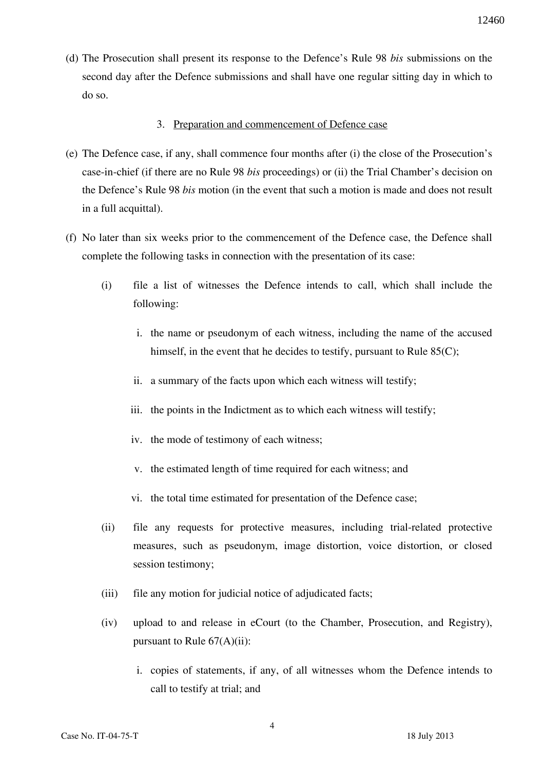(d) The Prosecution shall present its response to the Defence's Rule 98 *bis* submissions on the second day after the Defence submissions and shall have one regular sitting day in which to do so.

3. <u>Preparation and commencement of Defence case</u>

(e) The Defence case, if any, shall commence four months after (i) the close of the Prosecution's case-in-chief (if there are no Rule 98 *bis* proceedings) or (ii) the Trial Chamber's decision on the Defence's Rule 98 *bis* motion (in the event that such a motion is made and does not result in a full acquittal).

(f) No later than six weeks prior to the commencement of the Defence case, the Defence shall complete the following tasks in connection with the presentation of its case:

  (i) file a list of witnesses the Defence intends to call, which shall include the following:

    i. the name or pseudonym of each witness, including the name of the accused himself, in the event that he decides to testify, pursuant to Rule 85(C);

    ii. a summary of the facts upon which each witness will testify;

    iii. the points in the Indictment as to which each witness will testify;

    iv. the mode of testimony of each witness;

    v. the estimated length of time required for each witness; and

    vi. the total time estimated for presentation of the Defence case;

  (ii) file any requests for protective measures, including trial-related protective measures, such as pseudonym, image distortion, voice distortion, or closed session testimony;

  (iii) file any motion for judicial notice of adjudicated facts;

  (iv) upload to and release in eCourt (to the Chamber, Prosecution, and Registry), pursuant to Rule 67(A)(ii):

    i. copies of statements, if any, of all witnesses whom the Defence intends to call to testify at trial; and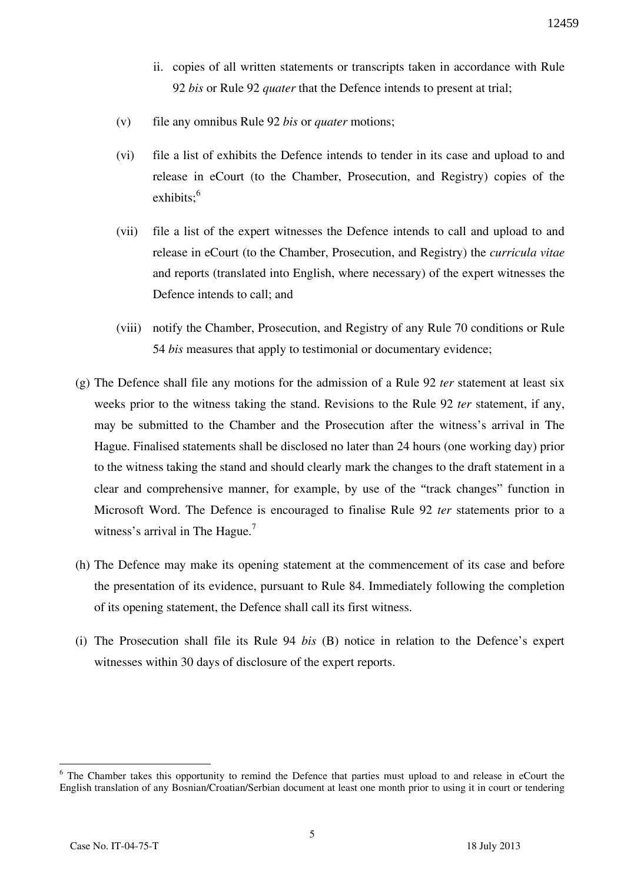ii. copies of all written statements or transcripts taken in accordance with Rule 92 *bis* or Rule 92 *quater* that the Defence intends to present at trial;

(v) file any omnibus Rule 92 *bis* or *quater* motions;

(vi) file a list of exhibits the Defence intends to tender in its case and upload to and release in eCourt (to the Chamber, Prosecution, and Registry) copies of the exhibits;[6]

(vii) file a list of the expert witnesses the Defence intends to call and upload to and release in eCourt (to the Chamber, Prosecution, and Registry) the *curricula vitae* and reports (translated into English, where necessary) of the expert witnesses the Defence intends to call; and

(viii) notify the Chamber, Prosecution, and Registry of any Rule 70 conditions or Rule 54 *bis* measures that apply to testimonial or documentary evidence;

(g) The Defence shall file any motions for the admission of a Rule 92 *ter* statement at least six weeks prior to the witness taking the stand. Revisions to the Rule 92 *ter* statement, if any, may be submitted to the Chamber and the Prosecution after the witness's arrival in The Hague. Finalised statements shall be disclosed no later than 24 hours (one working day) prior to the witness taking the stand and should clearly mark the changes to the draft statement in a clear and comprehensive manner, for example, by use of the "track changes" function in Microsoft Word. The Defence is encouraged to finalise Rule 92 *ter* statements prior to a witness's arrival in The Hague.[7]

(h) The Defence may make its opening statement at the commencement of its case and before the presentation of its evidence, pursuant to Rule 84. Immediately following the completion of its opening statement, the Defence shall call its first witness.

(i) The Prosecution shall file its Rule 94 *bis* (B) notice in relation to the Defence's expert witnesses within 30 days of disclosure of the expert reports.

---

[6] The Chamber takes this opportunity to remind the Defence that parties must upload to and release in eCourt the English translation of any Bosnian/Croatian/Serbian document at least one month prior to using it in court or tendering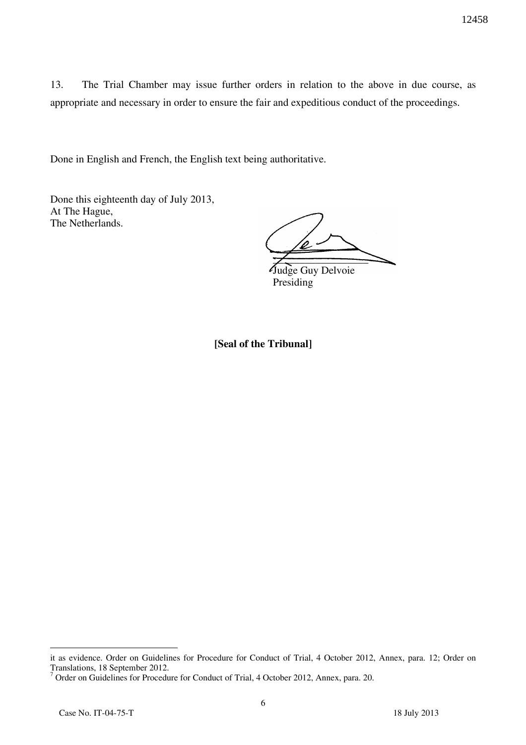13. The Trial Chamber may issue further orders in relation to the above in due course, as appropriate and necessary in order to ensure the fair and expeditious conduct of the proceedings.

Done in English and French, the English text being authoritative.

Done this eighteenth day of July 2013,
At The Hague,
The Netherlands.

Judge Guy Delvoie
Presiding

**[Seal of the Tribunal]**

---

it as evidence. Order on Guidelines for Procedure for Conduct of Trial, 4 October 2012, Annex, para. 12; Order on Translations, 18 September 2012.

[7] Order on Guidelines for Procedure for Conduct of Trial, 4 October 2012, Annex, para. 20.